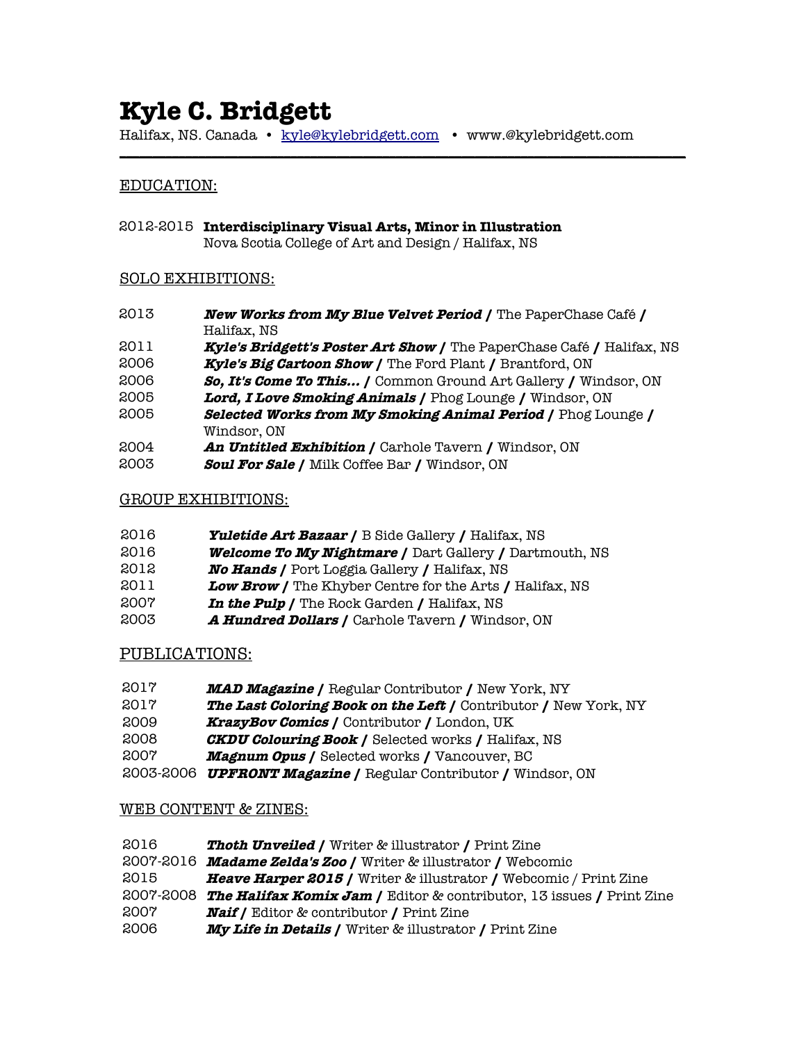# Kyle C. Bridgett

Halifax, NS. Canada • kyle@kylebridgett.com • www.@kylebridgett.com

## EDUCATION:

2012-2015 **Interdisciplinary Visual Arts, Minor in Illustration**
Nova Scotia College of Art and Design / Halifax, NS

## SOLO EXHIBITIONS:

| | |
|---|---|
| 2013 | ***New Works from My Blue Velvet Period* /** The PaperChase Café **/** Halifax, NS |
| 2011 | ***Kyle's Bridgett's Poster Art Show* /** The PaperChase Café **/** Halifax, NS |
| 2006 | ***Kyle's Big Cartoon Show* /** The Ford Plant **/** Brantford, ON |
| 2006 | ***So, It's Come To This…* /** Common Ground Art Gallery **/** Windsor, ON |
| 2005 | ***Lord, I Love Smoking Animals* /** Phog Lounge **/** Windsor, ON |
| 2005 | ***Selected Works from My Smoking Animal Period* /** Phog Lounge **/** Windsor, ON |
| 2004 | ***An Untitled Exhibition* /** Carhole Tavern **/** Windsor, ON |
| 2003 | ***Soul For Sale* /** Milk Coffee Bar **/** Windsor, ON |

## GROUP EXHIBITIONS:

| | |
|---|---|
| 2016 | ***Yuletide Art Bazaar* /** B Side Gallery **/** Halifax, NS |
| 2016 | ***Welcome To My Nightmare* /** Dart Gallery **/** Dartmouth, NS |
| 2012 | ***No Hands* /** Port Loggia Gallery **/** Halifax, NS |
| 2011 | ***Low Brow* /** The Khyber Centre for the Arts **/** Halifax, NS |
| 2007 | ***In the Pulp* /** The Rock Garden **/** Halifax, NS |
| 2003 | ***A Hundred Dollars* /** Carhole Tavern **/** Windsor, ON |

## PUBLICATIONS:

| | |
|---|---|
| 2017 | ***MAD Magazine* /** Regular Contributor **/** New York, NY |
| 2017 | ***The Last Coloring Book on the Left* /** Contributor **/** New York, NY |
| 2009 | ***KrazyBov Comics* /** Contributor **/** London, UK |
| 2008 | ***CKDU Colouring Book* /** Selected works **/** Halifax, NS |
| 2007 | ***Magnum Opus* /** Selected works **/** Vancouver, BC |
| 2003-2006 | ***UPFRONT Magazine* /** Regular Contributor **/** Windsor, ON |

## WEB CONTENT & ZINES:

| | |
|---|---|
| 2016 | ***Thoth Unveiled* /** Writer & illustrator **/** Print Zine |
| 2007-2016 | ***Madame Zelda's Zoo* /** Writer & illustrator **/** Webcomic |
| 2015 | ***Heave Harper 2015* /** Writer & illustrator **/** Webcomic / Print Zine |
| 2007-2008 | ***The Halifax Komix Jam* /** Editor & contributor, 13 issues **/** Print Zine |
| 2007 | ***Naif* /** Editor & contributor **/** Print Zine |
| 2006 | ***My Life in Details* /** Writer & illustrator **/** Print Zine |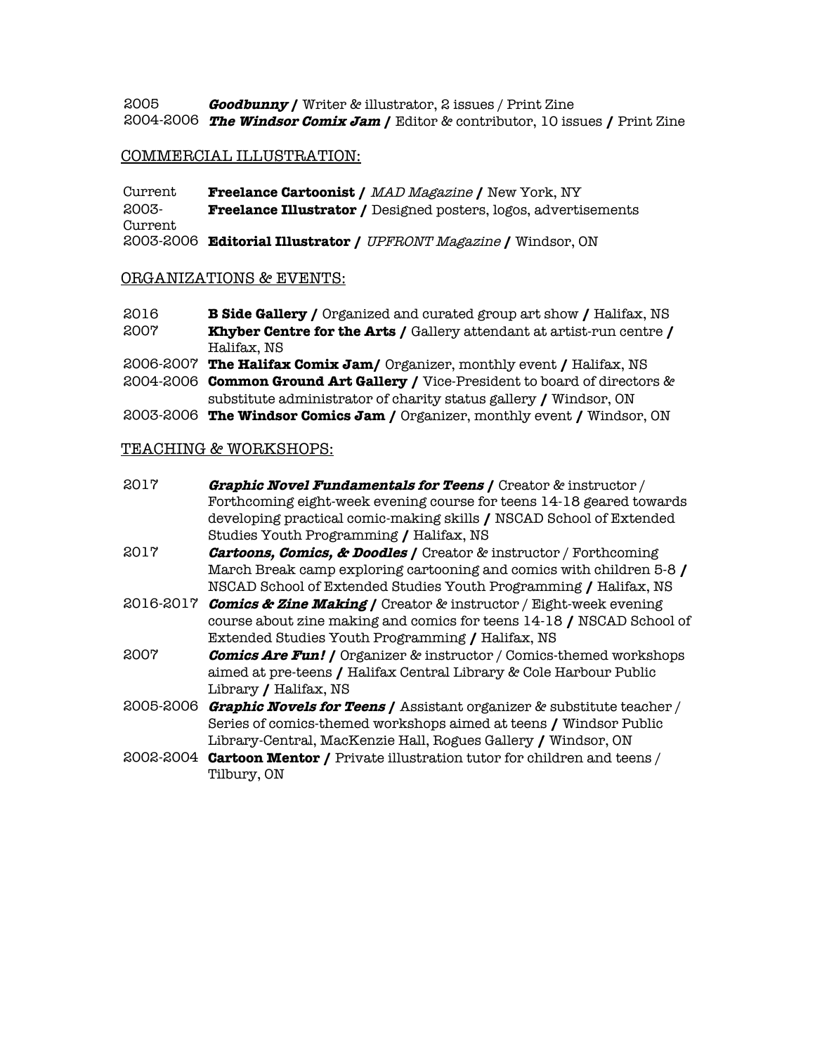2005 ***Goodbunny* /** Writer & illustrator, 2 issues / Print Zine
2004-2006 ***The Windsor Comix Jam* /** Editor & contributor, 10 issues **/** Print Zine

## COMMERCIAL ILLUSTRATION:

Current **Freelance Cartoonist /** *MAD Magazine* **/** New York, NY
2003-Current **Freelance Illustrator /** Designed posters, logos, advertisements
2003-2006 **Editorial Illustrator /** *UPFRONT Magazine* **/** Windsor, ON

## ORGANIZATIONS & EVENTS:

2016 **B Side Gallery /** Organized and curated group art show **/** Halifax, NS
2007 **Khyber Centre for the Arts /** Gallery attendant at artist-run centre **/** Halifax, NS
2006-2007 **The Halifax Comix Jam/** Organizer, monthly event **/** Halifax, NS
2004-2006 **Common Ground Art Gallery /** Vice-President to board of directors & substitute administrator of charity status gallery **/** Windsor, ON
2003-2006 **The Windsor Comics Jam /** Organizer, monthly event **/** Windsor, ON

## TEACHING & WORKSHOPS:

2017 ***Graphic Novel Fundamentals for Teens* /** Creator & instructor / Forthcoming eight-week evening course for teens 14-18 geared towards developing practical comic-making skills **/** NSCAD School of Extended Studies Youth Programming **/** Halifax, NS
2017 ***Cartoons, Comics, & Doodles* /** Creator & instructor / Forthcoming March Break camp exploring cartooning and comics with children 5-8 **/** NSCAD School of Extended Studies Youth Programming **/** Halifax, NS
2016-2017 ***Comics & Zine Making* /** Creator & instructor / Eight-week evening course about zine making and comics for teens 14-18 **/** NSCAD School of Extended Studies Youth Programming **/** Halifax, NS
2007 ***Comics Are Fun!* /** Organizer & instructor / Comics-themed workshops aimed at pre-teens **/** Halifax Central Library & Cole Harbour Public Library **/** Halifax, NS
2005-2006 ***Graphic Novels for Teens* /** Assistant organizer & substitute teacher / Series of comics-themed workshops aimed at teens **/** Windsor Public Library-Central, MacKenzie Hall, Rogues Gallery **/** Windsor, ON
2002-2004 **Cartoon Mentor /** Private illustration tutor for children and teens / Tilbury, ON